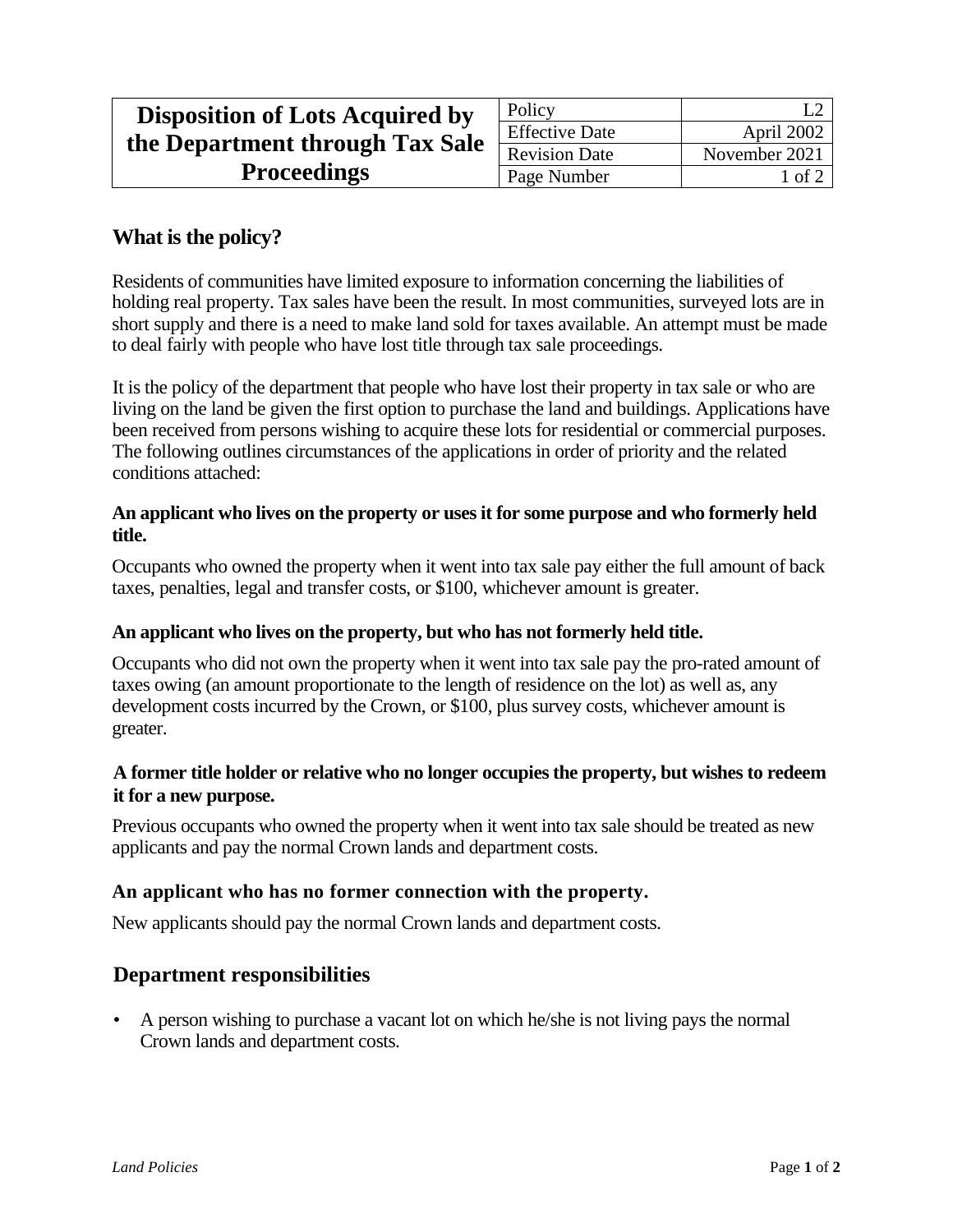# Disposition of Lots Acquired by the Department through Tax Sale Proceedings

| Policy | L2 |
| --- | --- |
| Effective Date | April 2002 |
| Revision Date | November 2021 |
| Page Number | 1 of 2 |

## What is the policy?

Residents of communities have limited exposure to information concerning the liabilities of holding real property. Tax sales have been the result. In most communities, surveyed lots are in short supply and there is a need to make land sold for taxes available. An attempt must be made to deal fairly with people who have lost title through tax sale proceedings.

It is the policy of the department that people who have lost their property in tax sale or who are living on the land be given the first option to purchase the land and buildings. Applications have been received from persons wishing to acquire these lots for residential or commercial purposes. The following outlines circumstances of the applications in order of priority and the related conditions attached:

**An applicant who lives on the property or uses it for some purpose and who formerly held title.**

Occupants who owned the property when it went into tax sale pay either the full amount of back taxes, penalties, legal and transfer costs, or $100, whichever amount is greater.

**An applicant who lives on the property, but who has not formerly held title.**

Occupants who did not own the property when it went into tax sale pay the pro-rated amount of taxes owing (an amount proportionate to the length of residence on the lot) as well as, any development costs incurred by the Crown, or $100, plus survey costs, whichever amount is greater.

**A former title holder or relative who no longer occupies the property, but wishes to redeem it for a new purpose.**

Previous occupants who owned the property when it went into tax sale should be treated as new applicants and pay the normal Crown lands and department costs.

**An applicant who has no former connection with the property.**

New applicants should pay the normal Crown lands and department costs.

## Department responsibilities

- A person wishing to purchase a vacant lot on which he/she is not living pays the normal Crown lands and department costs.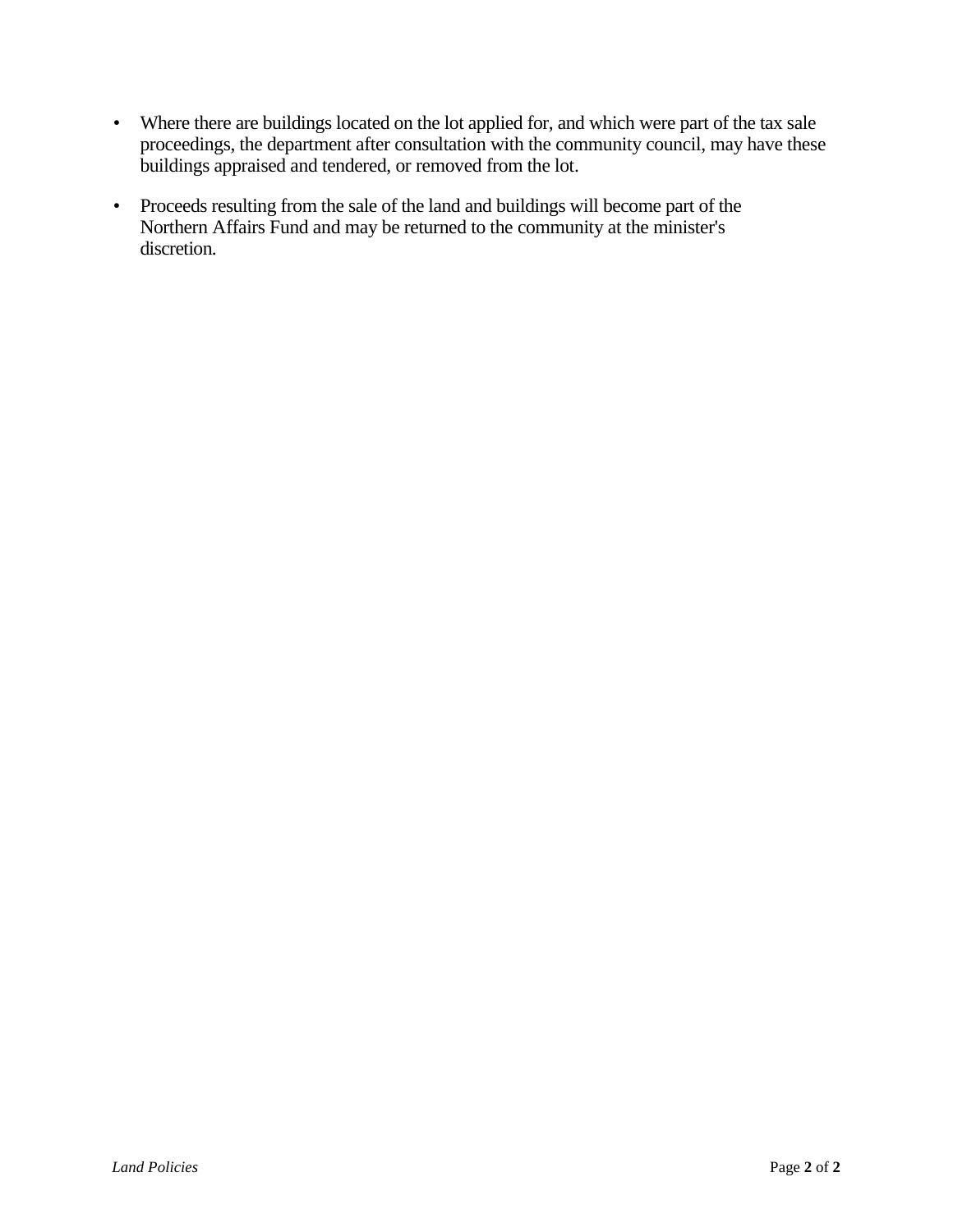- Where there are buildings located on the lot applied for, and which were part of the tax sale proceedings, the department after consultation with the community council, may have these buildings appraised and tendered, or removed from the lot.
- Proceeds resulting from the sale of the land and buildings will become part of the Northern Affairs Fund and may be returned to the community at the minister's discretion.